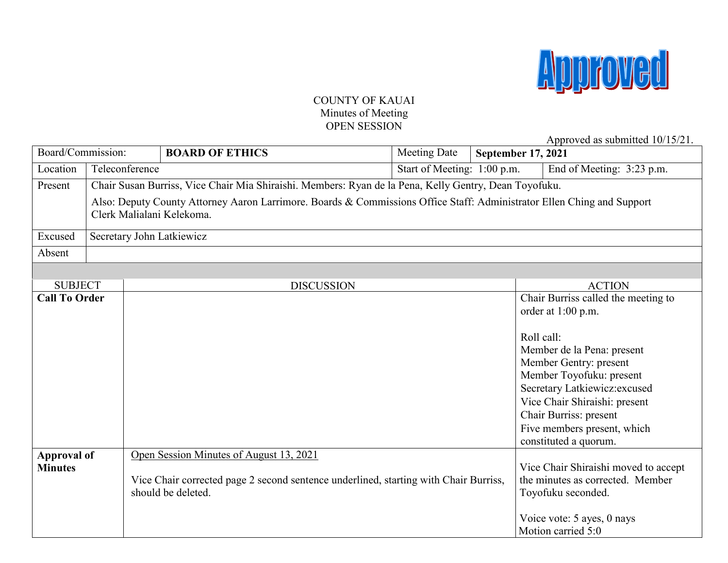Approved

COUNTY OF KAUAI
Minutes of Meeting
OPEN SESSION

Approved as submitted 10/15/21.

| Board/Commission: | **BOARD OF ETHICS** | Meeting Date | **September 17, 2021** |
|---|---|---|---|
| Location | Teleconference | Start of Meeting: 1:00 p.m. | End of Meeting: 3:23 p.m. |
| Present | Chair Susan Burriss, Vice Chair Mia Shiraishi. Members: Ryan de la Pena, Kelly Gentry, Dean Toyofuku. Also: Deputy County Attorney Aaron Larrimore. Boards & Commissions Office Staff: Administrator Ellen Ching and Support Clerk Malialani Kelekoma. | | |
| Excused | Secretary John Latkiewicz | | |
| Absent | | | |

| SUBJECT | DISCUSSION | ACTION |
|---|---|---|
| **Call To Order** | | Chair Burriss called the meeting to order at 1:00 p.m.<br><br>Roll call:<br>Member de la Pena: present<br>Member Gentry: present<br>Member Toyofuku: present<br>Secretary Latkiewicz:excused<br>Vice Chair Shiraishi: present<br>Chair Burriss: present<br>Five members present, which constituted a quorum. |
| **Approval of Minutes** | <u>Open Session Minutes of August 13, 2021</u><br><br>Vice Chair corrected page 2 second sentence underlined, starting with Chair Burriss, should be deleted. | Vice Chair Shiraishi moved to accept the minutes as corrected. Member Toyofuku seconded.<br><br>Voice vote: 5 ayes, 0 nays<br>Motion carried 5:0 |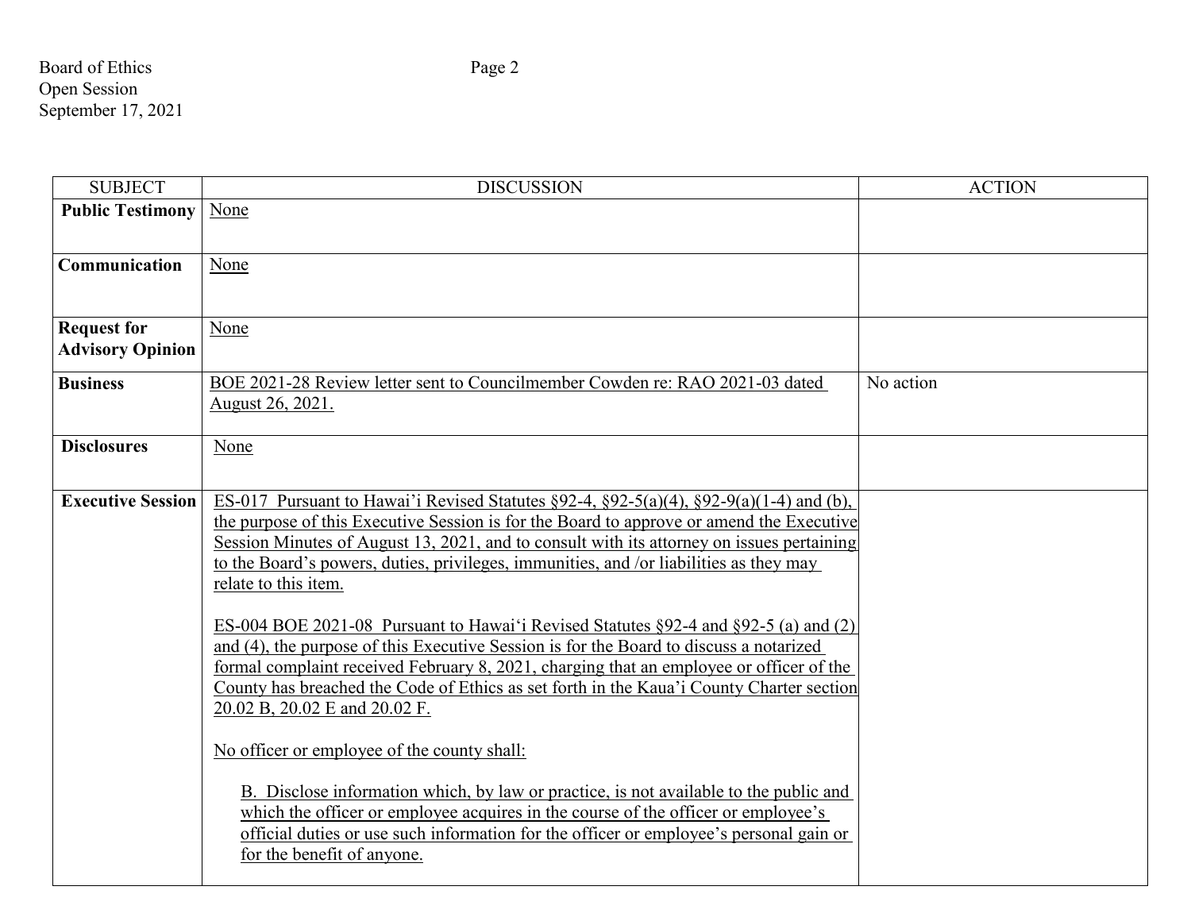| SUBJECT | DISCUSSION | ACTION |
|---|---|---|
| **Public Testimony** | None | |
| **Communication** | None | |
| **Request for Advisory Opinion** | None | |
| **Business** | BOE 2021-28 Review letter sent to Councilmember Cowden re: RAO 2021-03 dated August 26, 2021. | No action |
| **Disclosures** | None | |
| **Executive Session** | ES-017 Pursuant to Hawai'i Revised Statutes §92-4, §92-5(a)(4), §92-9(a)(1-4) and (b), the purpose of this Executive Session is for the Board to approve or amend the Executive Session Minutes of August 13, 2021, and to consult with its attorney on issues pertaining to the Board's powers, duties, privileges, immunities, and /or liabilities as they may relate to this item.<br><br>ES-004 BOE 2021-08 Pursuant to Hawai'i Revised Statutes §92-4 and §92-5 (a) and (2) and (4), the purpose of this Executive Session is for the Board to discuss a notarized formal complaint received February 8, 2021, charging that an employee or officer of the County has breached the Code of Ethics as set forth in the Kaua'i County Charter section 20.02 B, 20.02 E and 20.02 F.<br><br>No officer or employee of the county shall:<br><br>B. Disclose information which, by law or practice, is not available to the public and which the officer or employee acquires in the course of the officer or employee's official duties or use such information for the officer or employee's personal gain or for the benefit of anyone. | |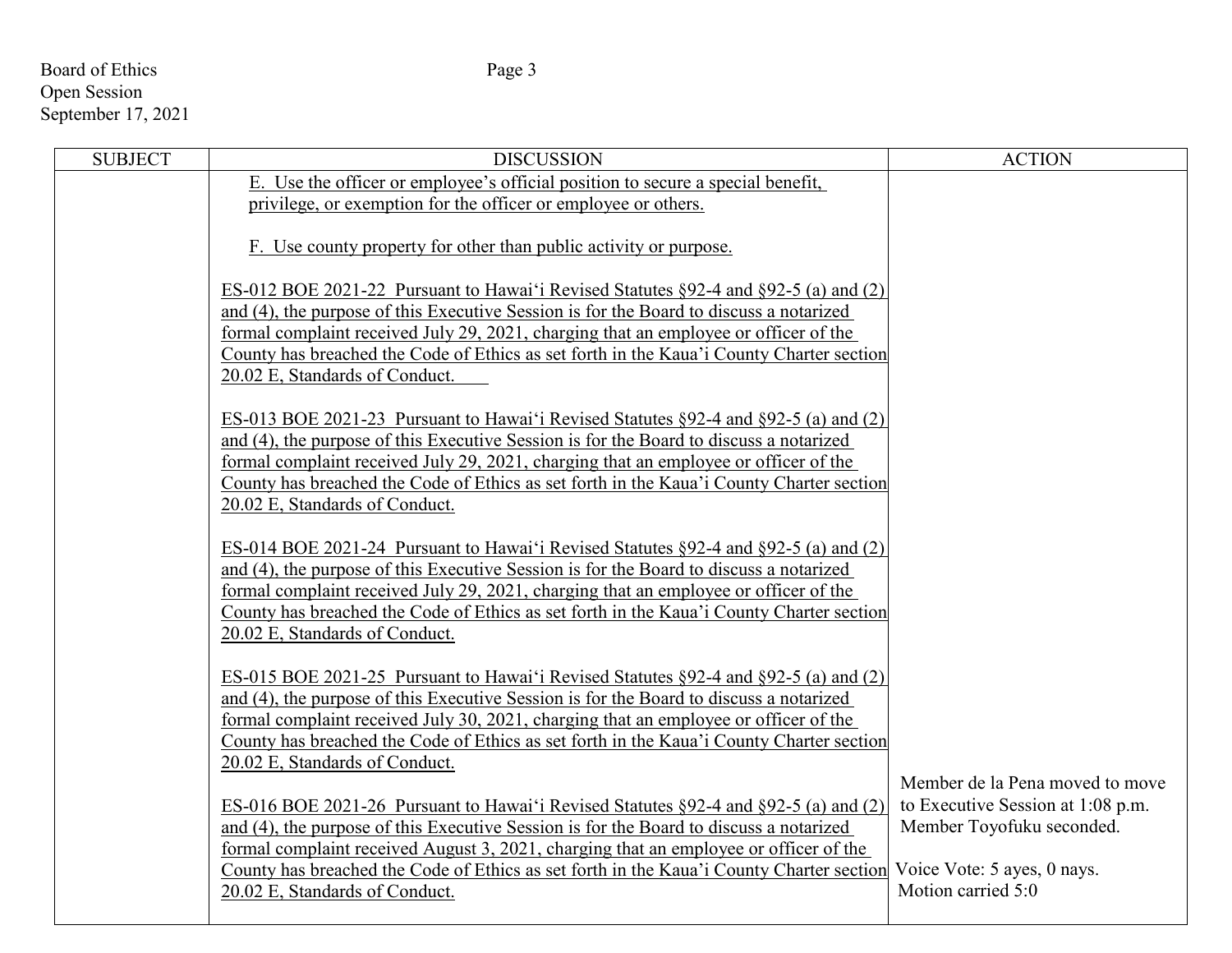| SUBJECT | DISCUSSION | ACTION |
|---|---|---|
| | E. Use the officer or employee's official position to secure a special benefit, privilege, or exemption for the officer or employee or others.<br><br>F. Use county property for other than public activity or purpose.<br><br>ES-012 BOE 2021-22 Pursuant to Hawai'i Revised Statutes §92-4 and §92-5 (a) and (2) and (4), the purpose of this Executive Session is for the Board to discuss a notarized formal complaint received July 29, 2021, charging that an employee or officer of the County has breached the Code of Ethics as set forth in the Kaua'i County Charter section 20.02 E, Standards of Conduct.<br><br>ES-013 BOE 2021-23 Pursuant to Hawai'i Revised Statutes §92-4 and §92-5 (a) and (2) and (4), the purpose of this Executive Session is for the Board to discuss a notarized formal complaint received July 29, 2021, charging that an employee or officer of the County has breached the Code of Ethics as set forth in the Kaua'i County Charter section 20.02 E, Standards of Conduct.<br><br>ES-014 BOE 2021-24 Pursuant to Hawai'i Revised Statutes §92-4 and §92-5 (a) and (2) and (4), the purpose of this Executive Session is for the Board to discuss a notarized formal complaint received July 29, 2021, charging that an employee or officer of the County has breached the Code of Ethics as set forth in the Kaua'i County Charter section 20.02 E, Standards of Conduct.<br><br>ES-015 BOE 2021-25 Pursuant to Hawai'i Revised Statutes §92-4 and §92-5 (a) and (2) and (4), the purpose of this Executive Session is for the Board to discuss a notarized formal complaint received July 30, 2021, charging that an employee or officer of the County has breached the Code of Ethics as set forth in the Kaua'i County Charter section 20.02 E, Standards of Conduct.<br><br>ES-016 BOE 2021-26 Pursuant to Hawai'i Revised Statutes §92-4 and §92-5 (a) and (2) and (4), the purpose of this Executive Session is for the Board to discuss a notarized formal complaint received August 3, 2021, charging that an employee or officer of the County has breached the Code of Ethics as set forth in the Kaua'i County Charter section 20.02 E, Standards of Conduct. | Member de la Pena moved to move to Executive Session at 1:08 p.m. Member Toyofuku seconded.<br><br>Voice Vote: 5 ayes, 0 nays. Motion carried 5:0 |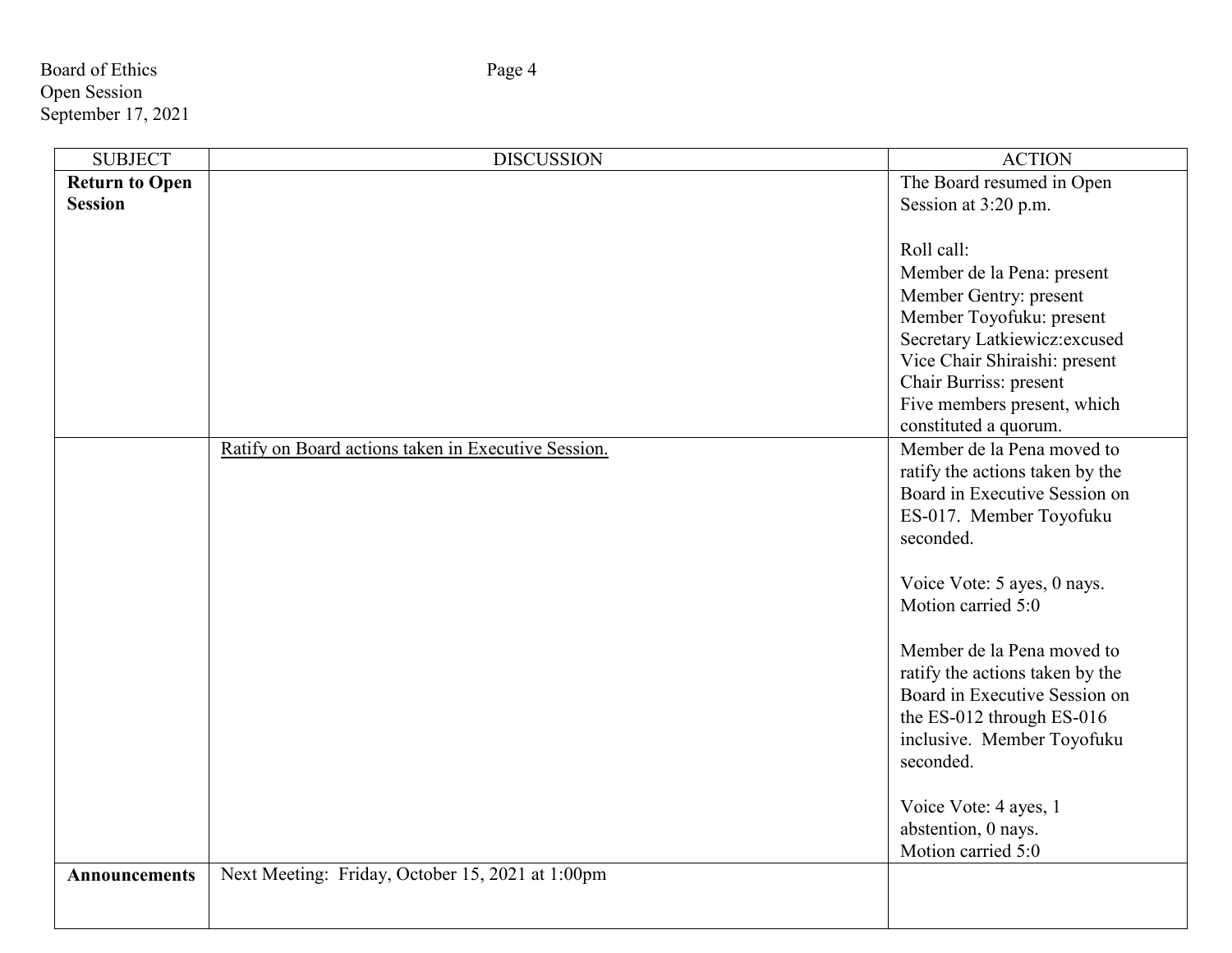| SUBJECT | DISCUSSION | ACTION |
| --- | --- | --- |
| **Return to Open Session** | | The Board resumed in Open Session at 3:20 p.m.<br><br>Roll call:<br>Member de la Pena: present<br>Member Gentry: present<br>Member Toyofuku: present<br>Secretary Latkiewicz:excused<br>Vice Chair Shiraishi: present<br>Chair Burriss: present<br>Five members present, which constituted a quorum. |
| | <u>Ratify on Board actions taken in Executive Session.</u> | Member de la Pena moved to ratify the actions taken by the Board in Executive Session on ES-017. Member Toyofuku seconded.<br><br>Voice Vote: 5 ayes, 0 nays.<br>Motion carried 5:0<br><br>Member de la Pena moved to ratify the actions taken by the Board in Executive Session on the ES-012 through ES-016 inclusive. Member Toyofuku seconded.<br><br>Voice Vote: 4 ayes, 1 abstention, 0 nays.<br>Motion carried 5:0 |
| **Announcements** | Next Meeting: Friday, October 15, 2021 at 1:00pm | |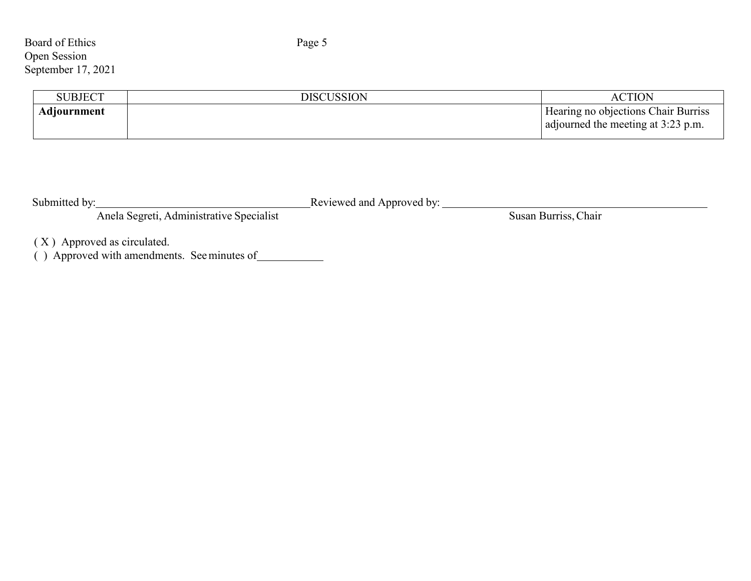| SUBJECT | DISCUSSION | ACTION |
|---|---|---|
| **Adjournment** | | Hearing no objections Chair Burriss adjourned the meeting at 3:23 p.m. |

Submitted by:______________________________ Reviewed and Approved by: ______________________________

Anela Segreti, Administrative Specialist — Susan Burriss, Chair

( X ) Approved as circulated.

( ) Approved with amendments. See minutes of__________